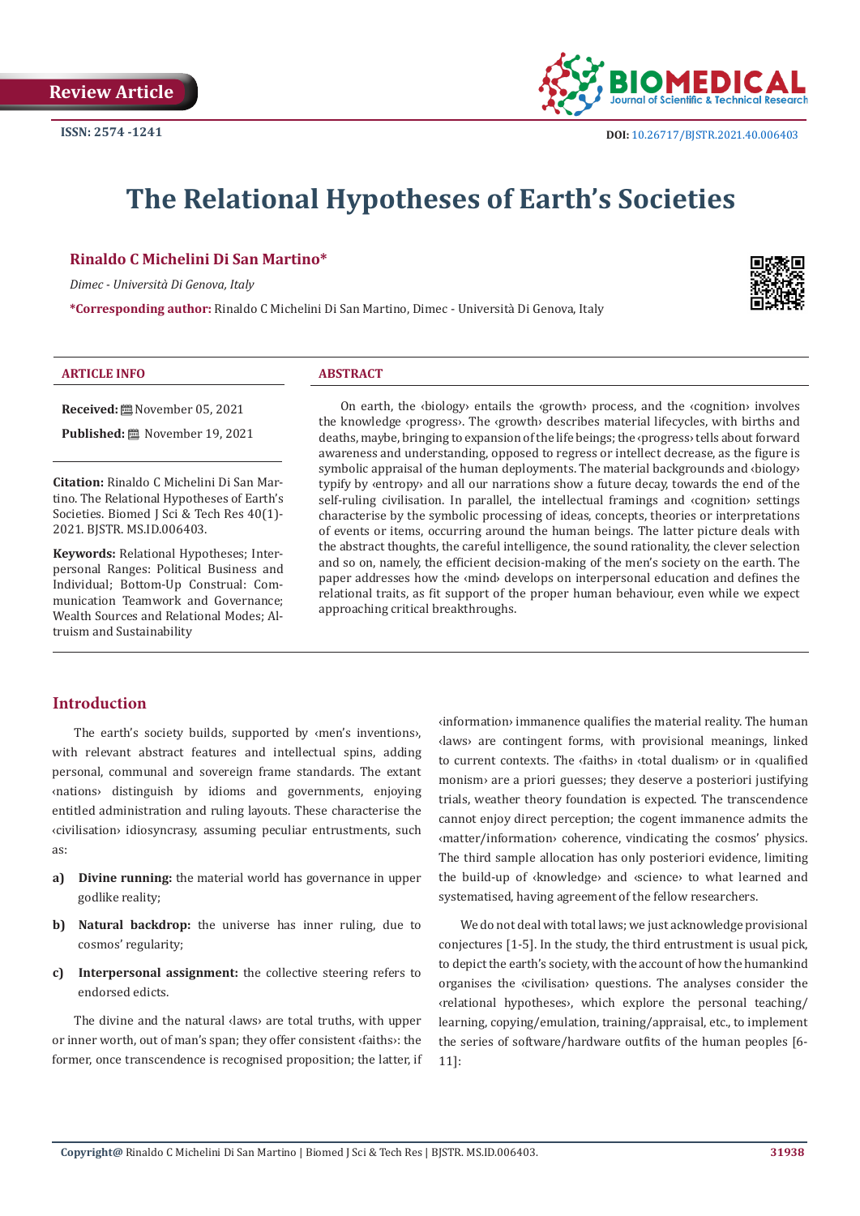Review Article

ISSN: 2574 -1241

DOI: 10.26717/BJSTR.2021.40.006403

# The Relational Hypotheses of Earth's Societies

**Rinaldo C Michelini Di San Martino***

*Dimec - Università Di Genova, Italy*

***Corresponding author:** Rinaldo C Michelini Di San Martino, Dimec - Università Di Genova, Italy

## ARTICLE INFO

**Received:** November 05, 2021

**Published:** November 19, 2021

**Citation:** Rinaldo C Michelini Di San Martino. The Relational Hypotheses of Earth's Societies. Biomed J Sci & Tech Res 40(1)-2021. BJSTR. MS.ID.006403.

**Keywords:** Relational Hypotheses; Interpersonal Ranges: Political Business and Individual; Bottom-Up Construal: Communication Teamwork and Governance; Wealth Sources and Relational Modes; Altruism and Sustainability

## ABSTRACT

On earth, the ‹biology› entails the ‹growth› process, and the ‹cognition› involves the knowledge ‹progress›. The ‹growth› describes material lifecycles, with births and deaths, maybe, bringing to expansion of the life beings; the ‹progress› tells about forward awareness and understanding, opposed to regress or intellect decrease, as the figure is symbolic appraisal of the human deployments. The material backgrounds and ‹biology› typify by ‹entropy› and all our narrations show a future decay, towards the end of the self-ruling civilisation. In parallel, the intellectual framings and ‹cognition› settings characterise by the symbolic processing of ideas, concepts, theories or interpretations of events or items, occurring around the human beings. The latter picture deals with the abstract thoughts, the careful intelligence, the sound rationality, the clever selection and so on, namely, the efficient decision-making of the men's society on the earth. The paper addresses how the ‹mind› develops on interpersonal education and defines the relational traits, as fit support of the proper human behaviour, even while we expect approaching critical breakthroughs.

## Introduction

The earth's society builds, supported by ‹men's inventions›, with relevant abstract features and intellectual spins, adding personal, communal and sovereign frame standards. The extant ‹nations› distinguish by idioms and governments, enjoying entitled administration and ruling layouts. These characterise the ‹civilisation› idiosyncrasy, assuming peculiar entrustments, such as:

a) **Divine running:** the material world has governance in upper godlike reality;

b) **Natural backdrop:** the universe has inner ruling, due to cosmos' regularity;

c) **Interpersonal assignment:** the collective steering refers to endorsed edicts.

The divine and the natural ‹laws› are total truths, with upper or inner worth, out of man's span; they offer consistent ‹faiths›: the former, once transcendence is recognised proposition; the latter, if ‹information› immanence qualifies the material reality. The human ‹laws› are contingent forms, with provisional meanings, linked to current contexts. The ‹faiths› in ‹total dualism› or in ‹qualified monism› are a priori guesses; they deserve a posteriori justifying trials, weather theory foundation is expected. The transcendence cannot enjoy direct perception; the cogent immanence admits the ‹matter/information› coherence, vindicating the cosmos' physics. The third sample allocation has only posteriori evidence, limiting the build-up of ‹knowledge› and ‹science› to what learned and systematised, having agreement of the fellow researchers.

We do not deal with total laws; we just acknowledge provisional conjectures [1-5]. In the study, the third entrustment is usual pick, to depict the earth's society, with the account of how the humankind organises the ‹civilisation› questions. The analyses consider the ‹relational hypotheses›, which explore the personal teaching/learning, copying/emulation, training/appraisal, etc., to implement the series of software/hardware outfits of the human peoples [6-11]: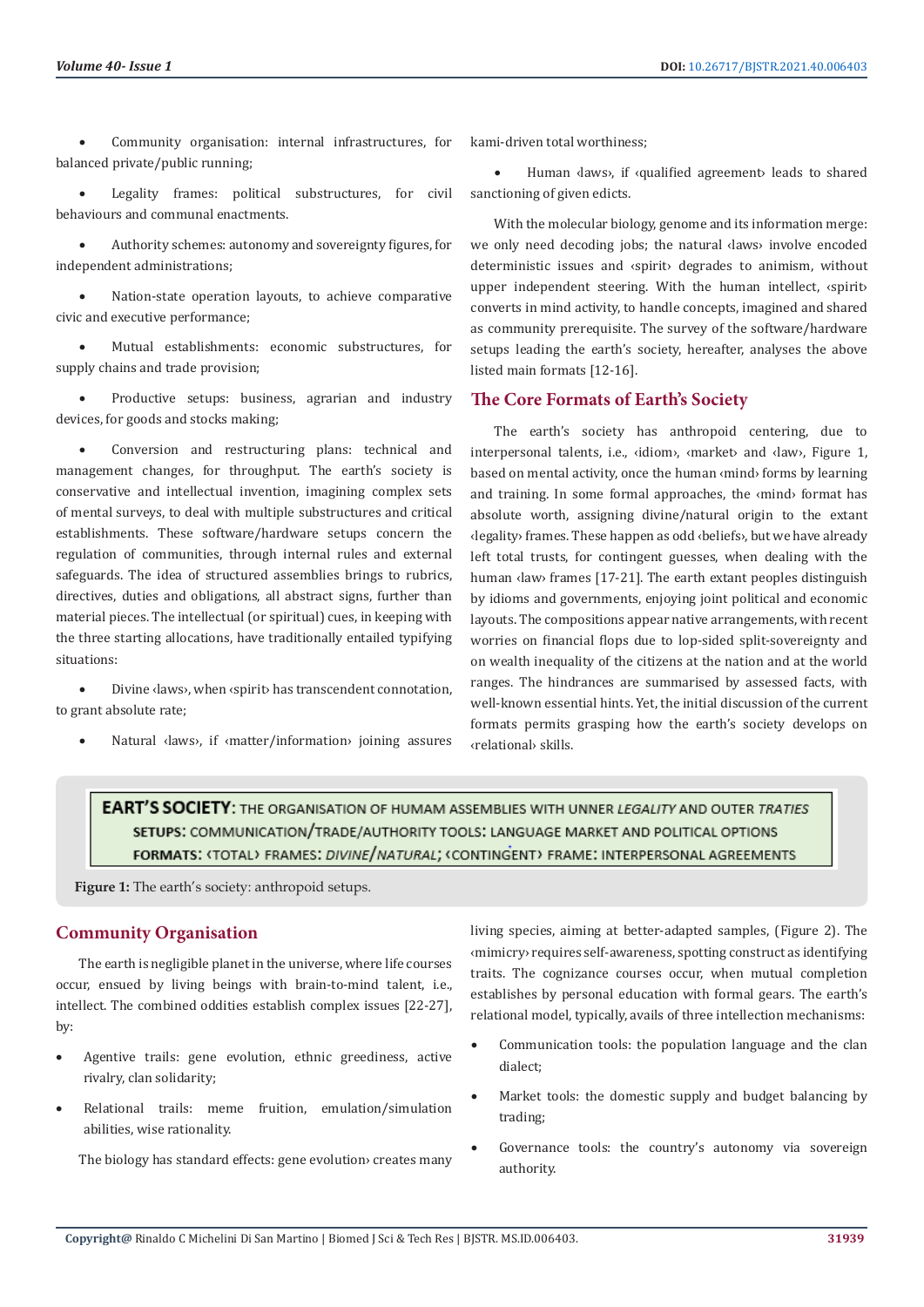- Community organisation: internal infrastructures, for balanced private/public running;
- Legality frames: political substructures, for civil behaviours and communal enactments.
- Authority schemes: autonomy and sovereignty figures, for independent administrations;
- Nation-state operation layouts, to achieve comparative civic and executive performance;
- Mutual establishments: economic substructures, for supply chains and trade provision;
- Productive setups: business, agrarian and industry devices, for goods and stocks making;
- Conversion and restructuring plans: technical and management changes, for throughput. The earth's society is conservative and intellectual invention, imagining complex sets of mental surveys, to deal with multiple substructures and critical establishments. These software/hardware setups concern the regulation of communities, through internal rules and external safeguards. The idea of structured assemblies brings to rubrics, directives, duties and obligations, all abstract signs, further than material pieces. The intellectual (or spiritual) cues, in keeping with the three starting allocations, have traditionally entailed typifying situations:
- Divine ‹laws›, when ‹spirit› has transcendent connotation, to grant absolute rate;
- Natural ‹laws›, if ‹matter/information› joining assures kami-driven total worthiness;
- Human ‹laws›, if ‹qualified agreement› leads to shared sanctioning of given edicts.

With the molecular biology, genome and its information merge: we only need decoding jobs; the natural ‹laws› involve encoded deterministic issues and ‹spirit› degrades to animism, without upper independent steering. With the human intellect, ‹spirit› converts in mind activity, to handle concepts, imagined and shared as community prerequisite. The survey of the software/hardware setups leading the earth's society, hereafter, analyses the above listed main formats [12-16].

## The Core Formats of Earth's Society

The earth's society has anthropoid centering, due to interpersonal talents, i.e., ‹idiom›, ‹market› and ‹law›, Figure 1, based on mental activity, once the human ‹mind› forms by learning and training. In some formal approaches, the ‹mind› format has absolute worth, assigning divine/natural origin to the extant ‹legality› frames. These happen as odd ‹beliefs›, but we have already left total trusts, for contingent guesses, when dealing with the human ‹law› frames [17-21]. The earth extant peoples distinguish by idioms and governments, enjoying joint political and economic layouts. The compositions appear native arrangements, with recent worries on financial flops due to lop-sided split-sovereignty and on wealth inequality of the citizens at the nation and at the world ranges. The hindrances are summarised by assessed facts, with well-known essential hints. Yet, the initial discussion of the current formats permits grasping how the earth's society develops on ‹relational› skills.

**EART'S SOCIETY**: THE ORGANISATION OF HUMAM ASSEMBLIES WITH UNNER *LEGALITY* AND OUTER *TRATIES*
SETUPS: COMMUNICATION/TRADE/AUTHORITY TOOLS: LANGUAGE MARKET AND POLITICAL OPTIONS
FORMATS: ‹TOTAL› FRAMES: *DIVINE*/*NATURAL*; ‹CONTINGENT› FRAME: INTERPERSONAL AGREEMENTS

**Figure 1:** The earth's society: anthropoid setups.

## Community Organisation

The earth is negligible planet in the universe, where life courses occur, ensued by living beings with brain-to-mind talent, i.e., intellect. The combined oddities establish complex issues [22-27], by:

- Agentive trails: gene evolution, ethnic greediness, active rivalry, clan solidarity;
- Relational trails: meme fruition, emulation/simulation abilities, wise rationality.

The biology has standard effects: gene evolution› creates many living species, aiming at better-adapted samples, (Figure 2). The ‹mimicry› requires self-awareness, spotting construct as identifying traits. The cognizance courses occur, when mutual completion establishes by personal education with formal gears. The earth's relational model, typically, avails of three intellection mechanisms:

- Communication tools: the population language and the clan dialect;
- Market tools: the domestic supply and budget balancing by trading;
- Governance tools: the country's autonomy via sovereign authority.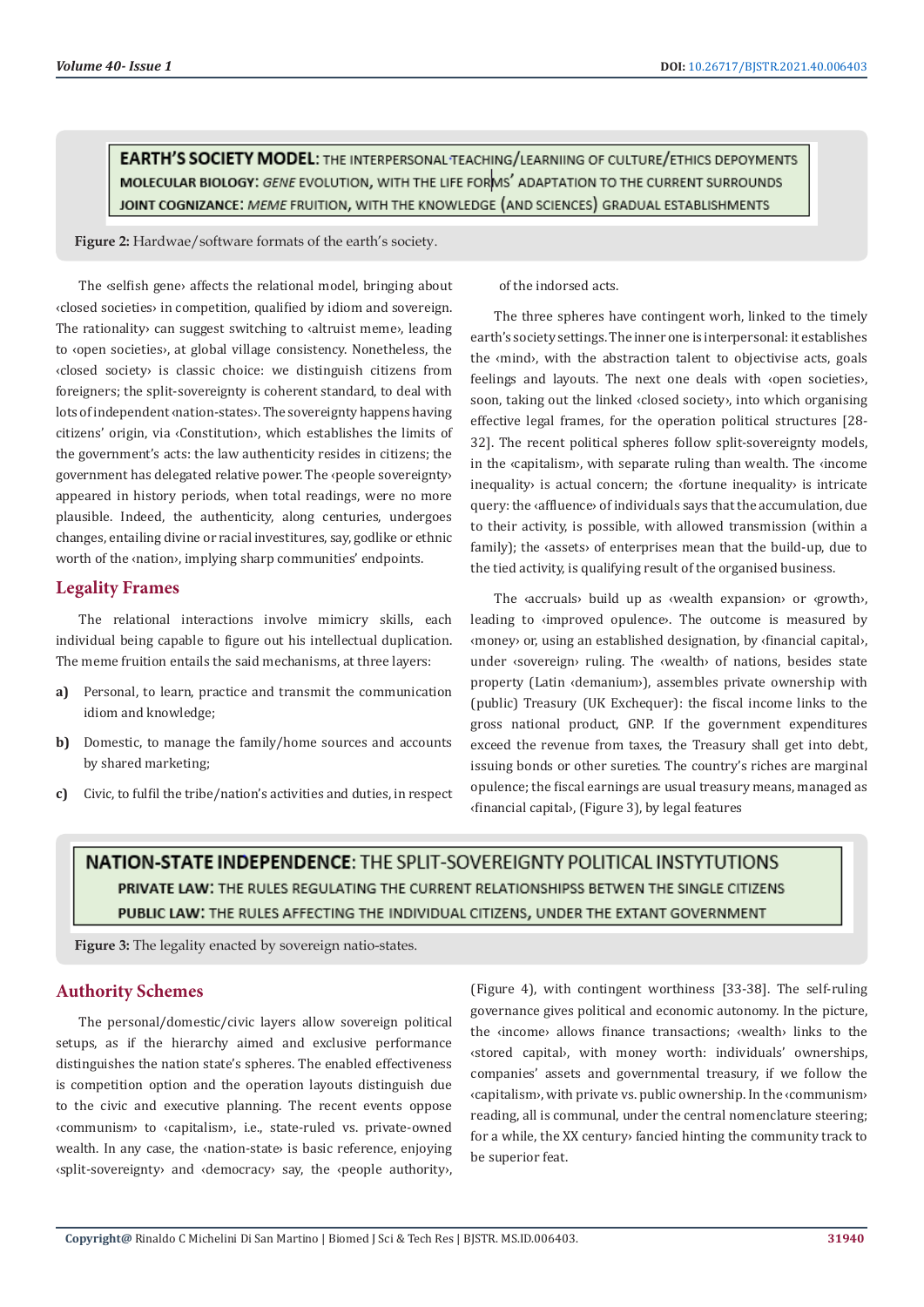EARTH'S SOCIETY MODEL: THE INTERPERSONAL TEACHING/LEARNIING OF CULTURE/ETHICS DEPOYMENTS
MOLECULAR BIOLOGY: *GENE* EVOLUTION, WITH THE LIFE FORMS' ADAPTATION TO THE CURRENT SURROUNDS
JOINT COGNIZANCE: *MEME* FRUITION, WITH THE KNOWLEDGE (AND SCIENCES) GRADUAL ESTABLISHMENTS

**Figure 2:** Hardwae/software formats of the earth's society.

The ‹selfish gene› affects the relational model, bringing about ‹closed societies› in competition, qualified by idiom and sovereign. The rationality› can suggest switching to ‹altruist meme›, leading to ‹open societies›, at global village consistency. Nonetheless, the ‹closed society› is classic choice: we distinguish citizens from foreigners; the split-sovereignty is coherent standard, to deal with lots of independent ‹nation-states›. The sovereignty happens having citizens' origin, via ‹Constitution›, which establishes the limits of the government's acts: the law authenticity resides in citizens; the government has delegated relative power. The ‹people sovereignty› appeared in history periods, when total readings, were no more plausible. Indeed, the authenticity, along centuries, undergoes changes, entailing divine or racial investitures, say, godlike or ethnic worth of the ‹nation›, implying sharp communities' endpoints.

## Legality Frames

The relational interactions involve mimicry skills, each individual being capable to figure out his intellectual duplication. The meme fruition entails the said mechanisms, at three layers:

**a)** Personal, to learn, practice and transmit the communication idiom and knowledge;

**b)** Domestic, to manage the family/home sources and accounts by shared marketing;

**c)** Civic, to fulfil the tribe/nation's activities and duties, in respect of the indorsed acts.

The three spheres have contingent worh, linked to the timely earth's society settings. The inner one is interpersonal: it establishes the ‹mind›, with the abstraction talent to objectivise acts, goals feelings and layouts. The next one deals with ‹open societies›, soon, taking out the linked ‹closed society›, into which organising effective legal frames, for the operation political structures [28-32]. The recent political spheres follow split-sovereignty models, in the ‹capitalism›, with separate ruling than wealth. The ‹income inequality› is actual concern; the ‹fortune inequality› is intricate query: the ‹affluence› of individuals says that the accumulation, due to their activity, is possible, with allowed transmission (within a family); the ‹assets› of enterprises mean that the build-up, due to the tied activity, is qualifying result of the organised business.

The ‹accruals› build up as ‹wealth expansion› or ‹growth›, leading to ‹improved opulence›. The outcome is measured by ‹money› or, using an established designation, by ‹financial capital›, under ‹sovereign› ruling. The ‹wealth› of nations, besides state property (Latin ‹demanium›), assembles private ownership with (public) Treasury (UK Exchequer): the fiscal income links to the gross national product, GNP. If the government expenditures exceed the revenue from taxes, the Treasury shall get into debt, issuing bonds or other sureties. The country's riches are marginal opulence; the fiscal earnings are usual treasury means, managed as ‹financial capital›, (Figure 3), by legal features

NATION-STATE INDEPENDENCE: THE SPLIT-SOVEREIGNTY POLITICAL INSTYTUTIONS
PRIVATE LAW: THE RULES REGULATING THE CURRENT RELATIONSHIPSS BETWEN THE SINGLE CITIZENS
PUBLIC LAW: THE RULES AFFECTING THE INDIVIDUAL CITIZENS, UNDER THE EXTANT GOVERNMENT

**Figure 3:** The legality enacted by sovereign natio-states.

## Authority Schemes

The personal/domestic/civic layers allow sovereign political setups, as if the hierarchy aimed and exclusive performance distinguishes the nation state's spheres. The enabled effectiveness is competition option and the operation layouts distinguish due to the civic and executive planning. The recent events oppose ‹communism› to ‹capitalism›, i.e., state-ruled vs. private-owned wealth. In any case, the ‹nation-state› is basic reference, enjoying ‹split-sovereignty› and ‹democracy› say, the ‹people authority›, (Figure 4), with contingent worthiness [33-38]. The self-ruling governance gives political and economic autonomy. In the picture, the ‹income› allows finance transactions; ‹wealth› links to the ‹stored capital›, with money worth: individuals' ownerships, companies' assets and governmental treasury, if we follow the ‹capitalism›, with private vs. public ownership. In the ‹communism› reading, all is communal, under the central nomenclature steering; for a while, the XX century› fancied hinting the community track to be superior feat.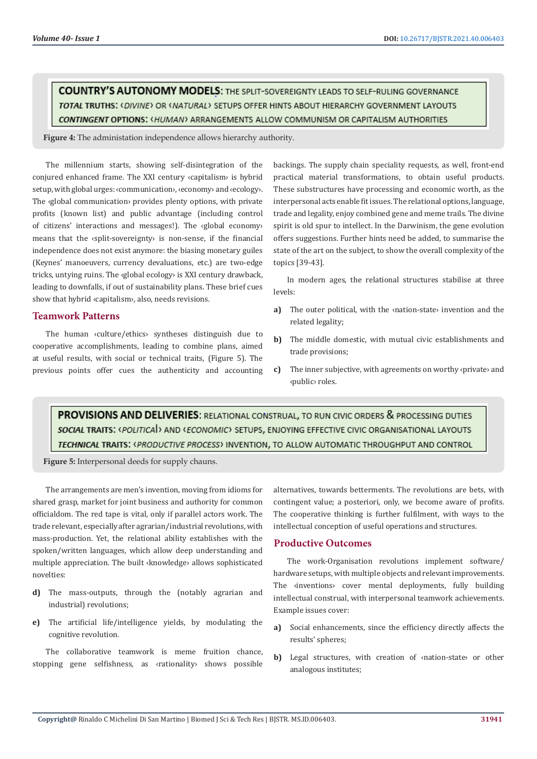COUNTRY'S AUTONOMY MODELS: THE SPLIT-SOVEREIGNTY LEADS TO SELF-RULING GOVERNANCE
*TOTAL* TRUTHS: ‹*DIVINE*› OR ‹*NATURAL*› SETUPS OFFER HINTS ABOUT HIERARCHY GOVERNMENT LAYOUTS
*CONTINGENT* OPTIONS: ‹*HUMAN*› ARRANGEMENTS ALLOW COMMUNISM OR CAPITALISM AUTHORITIES

**Figure 4:** The administation independence allows hierarchy authority.

The millennium starts, showing self-disintegration of the conjured enhanced frame. The XXI century ‹capitalism› is hybrid setup, with global urges: ‹communication›, ‹economy› and ‹ecology›. The ‹global communication› provides plenty options, with private profits (known list) and public advantage (including control of citizens' interactions and messages!). The ‹global economy› means that the ‹split-sovereignty› is non-sense, if the financial independence does not exist anymore: the biasing monetary guiles (Keynes' manoeuvers, currency devaluations, etc.) are two-edge tricks, untying ruins. The ‹global ecology› is XXI century drawback, leading to downfalls, if out of sustainability plans. These brief cues show that hybrid ‹capitalism›, also, needs revisions.

## Teamwork Patterns

The human ‹culture/ethics› syntheses distinguish due to cooperative accomplishments, leading to combine plans, aimed at useful results, with social or technical traits, (Figure 5). The previous points offer cues the authenticity and accounting backings. The supply chain speciality requests, as well, front-end practical material transformations, to obtain useful products. These substructures have processing and economic worth, as the interpersonal acts enable fit issues. The relational options, language, trade and legality, enjoy combined gene and meme trails. The divine spirit is old spur to intellect. In the Darwinism, the gene evolution offers suggestions. Further hints need be added, to summarise the state of the art on the subject, to show the overall complexity of the topics [39-43].

In modern ages, the relational structures stabilise at three levels:

a) The outer political, with the ‹nation-state› invention and the related legality;

b) The middle domestic, with mutual civic establishments and trade provisions;

c) The inner subjective, with agreements on worthy ‹private› and ‹public› roles.

PROVISIONS AND DELIVERIES: RELATIONAL CONSTRUAL, TO RUN CIVIC ORDERS & PROCESSING DUTIES
*SOCIAL* TRAITS: ‹*POLITICAL*› AND ‹*ECONOMIC*› SETUPS, ENJOYING EFFECTIVE CIVIC ORGANISATIONAL LAYOUTS
*TECHNICAL* TRAITS: ‹*PRODUCTIVE PROCESS*› INVENTION, TO ALLOW AUTOMATIC THROUGHPUT AND CONTROL

**Figure 5:** Interpersonal deeds for supply chauns.

The arrangements are men's invention, moving from idioms for shared grasp, market for joint business and authority for common officialdom. The red tape is vital, only if parallel actors work. The trade relevant, especially after agrarian/industrial revolutions, with mass-production. Yet, the relational ability establishes with the spoken/written languages, which allow deep understanding and multiple appreciation. The built ‹knowledge› allows sophisticated novelties:

d) The mass-outputs, through the (notably agrarian and industrial) revolutions;

e) The artificial life/intelligence yields, by modulating the cognitive revolution.

The collaborative teamwork is meme fruition chance, stopping gene selfishness, as ‹rationality› shows possible alternatives, towards betterments. The revolutions are bets, with contingent value; a posteriori, only, we become aware of profits. The cooperative thinking is further fulfilment, with ways to the intellectual conception of useful operations and structures.

## Productive Outcomes

The work-Organisation revolutions implement software/hardware setups, with multiple objects and relevant improvements. The ‹inventions› cover mental deployments, fully building intellectual construal, with interpersonal teamwork achievements. Example issues cover:

a) Social enhancements, since the efficiency directly affects the results' spheres;

b) Legal structures, with creation of ‹nation-state› or other analogous institutes;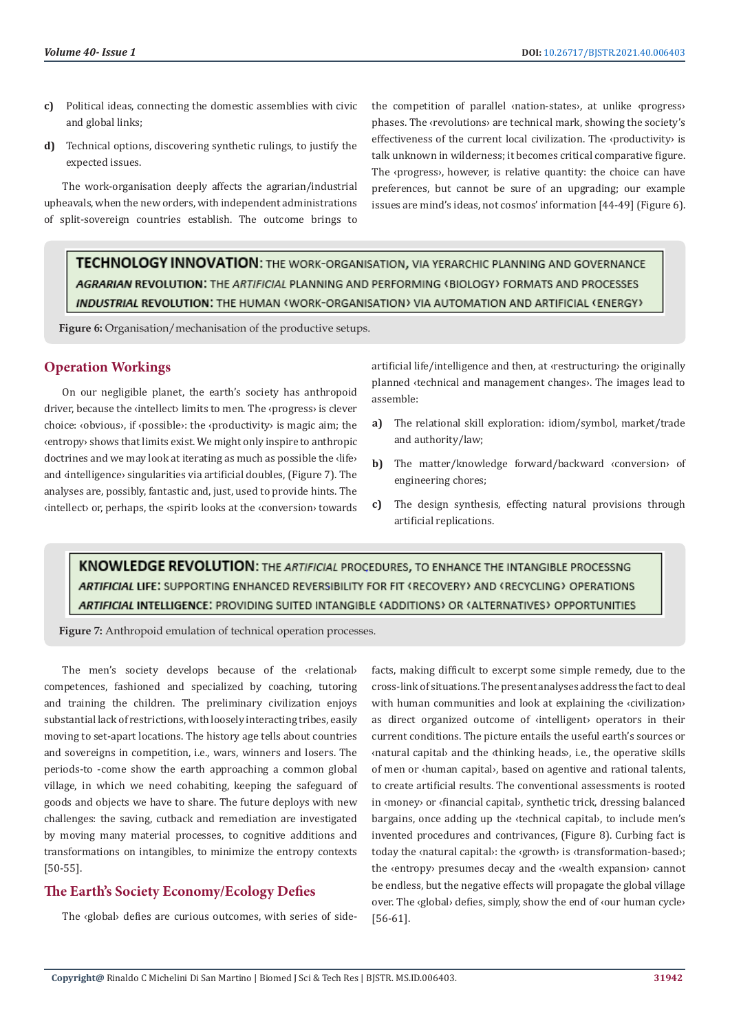c) Political ideas, connecting the domestic assemblies with civic and global links;

d) Technical options, discovering synthetic rulings, to justify the expected issues.

The work-organisation deeply affects the agrarian/industrial upheavals, when the new orders, with independent administrations of split-sovereign countries establish. The outcome brings to the competition of parallel ‹nation-states›, at unlike ‹progress› phases. The ‹revolutions› are technical mark, showing the society's effectiveness of the current local civilization. The ‹productivity› is talk unknown in wilderness; it becomes critical comparative figure. The ‹progress›, however, is relative quantity: the choice can have preferences, but cannot be sure of an upgrading; our example issues are mind's ideas, not cosmos' information [44-49] (Figure 6).

**TECHNOLOGY INNOVATION**: THE WORK-ORGANISATION, VIA YERARCHIC PLANNING AND GOVERNANCE
***AGRARIAN* REVOLUTION**: THE *ARTIFICIAL* PLANNING AND PERFORMING ‹BIOLOGY› FORMATS AND PROCESSES
***INDUSTRIAL* REVOLUTION**: THE HUMAN ‹WORK-ORGANISATION› VIA AUTOMATION AND ARTIFICIAL ‹ENERGY›

**Figure 6:** Organisation/mechanisation of the productive setups.

## Operation Workings

On our negligible planet, the earth's society has anthropoid driver, because the ‹intellect› limits to men. The ‹progress› is clever choice: ‹obvious›, if ‹possible›: the ‹productivity› is magic aim; the ‹entropy› shows that limits exist. We might only inspire to anthropic doctrines and we may look at iterating as much as possible the ‹life› and ‹intelligence› singularities via artificial doubles, (Figure 7). The analyses are, possibly, fantastic and, just, used to provide hints. The ‹intellect› or, perhaps, the ‹spirit› looks at the ‹conversion› towards artificial life/intelligence and then, at ‹restructuring› the originally planned ‹technical and management changes›. The images lead to assemble:

a) The relational skill exploration: idiom/symbol, market/trade and authority/law;

b) The matter/knowledge forward/backward ‹conversion› of engineering chores;

c) The design synthesis, effecting natural provisions through artificial replications.

**KNOWLEDGE REVOLUTION**: THE *ARTIFICIAL* PROCEDURES, TO ENHANCE THE INTANGIBLE PROCESSNG
***ARTIFICIAL* LIFE**: SUPPORTING ENHANCED REVERSIBILITY FOR FIT ‹RECOVERY› AND ‹RECYCLING› OPERATIONS
***ARTIFICIAL* INTELLIGENCE**: PROVIDING SUITED INTANGIBLE ‹ADDITIONS› OR ‹ALTERNATIVES› OPPORTUNITIES

**Figure 7:** Anthropoid emulation of technical operation processes.

The men's society develops because of the ‹relational› competences, fashioned and specialized by coaching, tutoring and training the children. The preliminary civilization enjoys substantial lack of restrictions, with loosely interacting tribes, easily moving to set-apart locations. The history age tells about countries and sovereigns in competition, i.e., wars, winners and losers. The periods-to -come show the earth approaching a common global village, in which we need cohabiting, keeping the safeguard of goods and objects we have to share. The future deploys with new challenges: the saving, cutback and remediation are investigated by moving many material processes, to cognitive additions and transformations on intangibles, to minimize the entropy contexts [50-55].

## The Earth's Society Economy/Ecology Defies

The ‹global› defies are curious outcomes, with series of side-facts, making difficult to excerpt some simple remedy, due to the cross-link of situations. The present analyses address the fact to deal with human communities and look at explaining the ‹civilization› as direct organized outcome of ‹intelligent› operators in their current conditions. The picture entails the useful earth's sources or ‹natural capital› and the ‹thinking heads›, i.e., the operative skills of men or ‹human capital›, based on agentive and rational talents, to create artificial results. The conventional assessments is rooted in ‹money› or ‹financial capital›, synthetic trick, dressing balanced bargains, once adding up the ‹technical capital›, to include men's invented procedures and contrivances, (Figure 8). Curbing fact is today the ‹natural capital›: the ‹growth› is ‹transformation-based›; the ‹entropy› presumes decay and the ‹wealth expansion› cannot be endless, but the negative effects will propagate the global village over. The ‹global› defies, simply, show the end of ‹our human cycle› [56-61].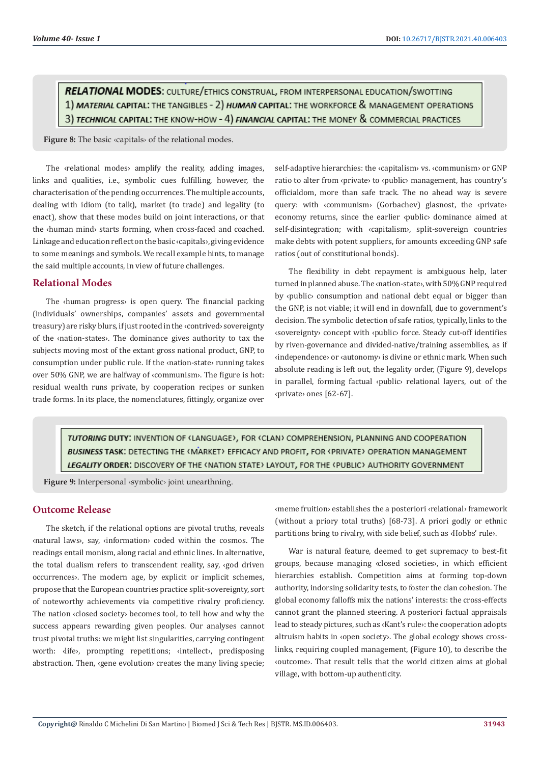**RELATIONAL MODES**: CULTURE/ETHICS CONSTRUAL, FROM INTERPERSONAL EDUCATION/SWOTTING
1) ***MATERIAL*** CAPITAL: THE TANGIBLES - 2) ***HUMAN*** CAPITAL: THE WORKFORCE & MANAGEMENT OPERATIONS
3) ***TECHNICAL*** CAPITAL: THE KNOW-HOW - 4) ***FINANCIAL*** CAPITAL: THE MONEY & COMMERCIAL PRACTICES

**Figure 8:** The basic ‹capitals› of the relational modes.

The ‹relational modes› amplify the reality, adding images, links and qualities, i.e., symbolic cues fulfilling, however, the characterisation of the pending occurrences. The multiple accounts, dealing with idiom (to talk), market (to trade) and legality (to enact), show that these modes build on joint interactions, or that the ‹human mind› starts forming, when cross-faced and coached. Linkage and education reflect on the basic ‹capitals›, giving evidence to some meanings and symbols. We recall example hints, to manage the said multiple accounts, in view of future challenges.

## Relational Modes

The ‹human progress› is open query. The financial packing (individuals' ownerships, companies' assets and governmental treasury) are risky blurs, if just rooted in the ‹contrived› sovereignty of the ‹nation-states›. The dominance gives authority to tax the subjects moving most of the extant gross national product, GNP, to consumption under public rule. If the ‹nation-state› running takes over 50% GNP, we are halfway of ‹communism›. The figure is hot: residual wealth runs private, by cooperation recipes or sunken trade forms. In its place, the nomenclatures, fittingly, organize over self-adaptive hierarchies: the ‹capitalism› vs. ‹communism› or GNP ratio to alter from ‹private› to ‹public› management, has country's officialdom, more than safe track. The no ahead way is severe query: with ‹communism› (Gorbachev) glasnost, the ‹private› economy returns, since the earlier ‹public› dominance aimed at self-disintegration; with ‹capitalism›, split-sovereign countries make debts with potent suppliers, for amounts exceeding GNP safe ratios (out of constitutional bonds).

The flexibility in debt repayment is ambiguous help, later turned in planned abuse. The ‹nation-state›, with 50% GNP required by ‹public› consumption and national debt equal or bigger than the GNP, is not viable; it will end in downfall, due to government's decision. The symbolic detection of safe ratios, typically, links to the ‹sovereignty› concept with ‹public› force. Steady cut-off identifies by riven-governance and divided-native/training assemblies, as if ‹independence› or ‹autonomy› is divine or ethnic mark. When such absolute reading is left out, the legality order, (Figure 9), develops in parallel, forming factual ‹public› relational layers, out of the ‹private› ones [62-67].

***TUTORING*** **DUTY**: INVENTION OF ‹LANGUAGE›, FOR ‹CLAN› COMPREHENSION, PLANNING AND COOPERATION
***BUSINESS*** **TASK**: DETECTING THE ‹MARKET› EFFICACY AND PROFIT, FOR ‹PRIVATE› OPERATION MANAGEMENT
***LEGALITY*** **ORDER**: DISCOVERY OF THE ‹NATION STATE› LAYOUT, FOR THE ‹PUBLIC› AUTHORITY GOVERNMENT

**Figure 9:** Interpersonal ‹symbolic› joint unearthning.

## Outcome Release

The sketch, if the relational options are pivotal truths, reveals ‹natural laws›, say, ‹information› coded within the cosmos. The readings entail monism, along racial and ethnic lines. In alternative, the total dualism refers to transcendent reality, say, ‹god driven occurrences›. The modern age, by explicit or implicit schemes, propose that the European countries practice split-sovereignty, sort of noteworthy achievements via competitive rivalry proficiency. The nation ‹closed society› becomes tool, to tell how and why the success appears rewarding given peoples. Our analyses cannot trust pivotal truths: we might list singularities, carrying contingent worth: ‹life›, prompting repetitions; ‹intellect›, predisposing abstraction. Then, ‹gene evolution› creates the many living specie; ‹meme fruition› establishes the a posteriori ‹relational› framework (without a priory total truths) [68-73]. A priori godly or ethnic partitions bring to rivalry, with side belief, such as ‹Hobbs' rule›.

War is natural feature, deemed to get supremacy to best-fit groups, because managing ‹closed societies›, in which efficient hierarchies establish. Competition aims at forming top-down authority, indorsing solidarity tests, to foster the clan cohesion. The global economy falloffs mix the nations' interests: the cross-effects cannot grant the planned steering. A posteriori factual appraisals lead to steady pictures, such as ‹Kant's rule›: the cooperation adopts altruism habits in ‹open society›. The global ecology shows cross-links, requiring coupled management, (Figure 10), to describe the ‹outcome›. That result tells that the world citizen aims at global village, with bottom-up authenticity.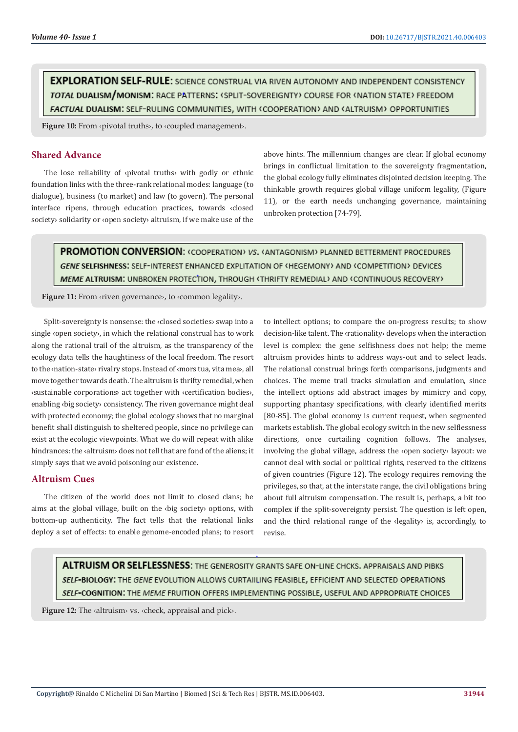EXPLORATION SELF-RULE: SCIENCE CONSTRUAL VIA RIVEN AUTONOMY AND INDEPENDENT CONSISTENCY

*TOTAL* DUALISM/MONISM: RACE PATTERNS: ‹SPLIT-SOVEREIGNTY› COURSE FOR ‹NATION STATE› FREEDOM

*FACTUAL* DUALISM: SELF-RULING COMMUNITIES, WITH ‹COOPERATION› AND ‹ALTRUISM› OPPORTUNITIES

**Figure 10:** From ‹pivotal truths›, to ‹coupled management›.

## Shared Advance

The lose reliability of ‹pivotal truths› with godly or ethnic foundation links with the three-rank relational modes: language (to dialogue), business (to market) and law (to govern). The personal interface ripens, through education practices, towards ‹closed society› solidarity or ‹open society› altruism, if we make use of the above hints. The millennium changes are clear. If global economy brings in conflictual limitation to the sovereignty fragmentation, the global ecology fully eliminates disjointed decision keeping. The thinkable growth requires global village uniform legality, (Figure 11), or the earth needs unchanging governance, maintaining unbroken protection [74-79].

PROMOTION CONVERSION: ‹COOPERATION› *VS.* ‹ANTAGONISM› PLANNED BETTERMENT PROCEDURES

*GENE* SELFISHNESS: SELF-INTEREST ENHANCED EXPLITATION OF ‹HEGEMONY› AND ‹COMPETITION› DEVICES

*MEME* ALTRUISM: UNBROKEN PROTECTION, THROUGH ‹THRIFTY REMEDIAL› AND ‹CONTINUOUS RECOVERY›

**Figure 11:** From ‹riven governance›, to ‹common legality›.

Split-sovereignty is nonsense: the ‹closed societies› swap into a single ‹open society›, in which the relational construal has to work along the rational trail of the altruism, as the transparency of the ecology data tells the haughtiness of the local freedom. The resort to the ‹nation-state› rivalry stops. Instead of ‹mors tua, vita mea›, all move together towards death. The altruism is thrifty remedial, when ‹sustainable corporations› act together with ‹certification bodies›, enabling ‹big society› consistency. The riven governance might deal with protected economy; the global ecology shows that no marginal benefit shall distinguish to sheltered people, since no privilege can exist at the ecologic viewpoints. What we do will repeat with alike hindrances: the ‹altruism› does not tell that are fond of the aliens; it simply says that we avoid poisoning our existence.

## Altruism Cues

The citizen of the world does not limit to closed clans; he aims at the global village, built on the ‹big society› options, with bottom-up authenticity. The fact tells that the relational links deploy a set of effects: to enable genome-encoded plans; to resort to intellect options; to compare the on-progress results; to show decision-like talent. The ‹rationality› develops when the interaction level is complex: the gene selfishness does not help; the meme altruism provides hints to address ways-out and to select leads. The relational construal brings forth comparisons, judgments and choices. The meme trail tracks simulation and emulation, since the intellect options add abstract images by mimicry and copy, supporting phantasy specifications, with clearly identified merits [80-85]. The global economy is current request, when segmented markets establish. The global ecology switch in the new selflessness directions, once curtailing cognition follows. The analyses, involving the global village, address the ‹open society› layout: we cannot deal with social or political rights, reserved to the citizens of given countries (Figure 12). The ecology requires removing the privileges, so that, at the interstate range, the civil obligations bring about full altruism compensation. The result is, perhaps, a bit too complex if the split-sovereignty persist. The question is left open, and the third relational range of the ‹legality› is, accordingly, to revise.

ALTRUISM OR SELFLESSNESS: THE GENEROSITY GRANTS SAFE ON-LINE CHCKS. APPRAISALS AND PIBKS

*SELF*-BIOLOGY: THE *GENE* EVOLUTION ALLOWS CURTAIILING FEASIBLE, EFFICIENT AND SELECTED OPERATIONS

*SELF*-COGNITION: THE *MEME* FRUITION OFFERS IMPLEMENTING POSSIBLE, USEFUL AND APPROPRIATE CHOICES

**Figure 12:** The ‹altruism› vs. ‹check, appraisal and pick›.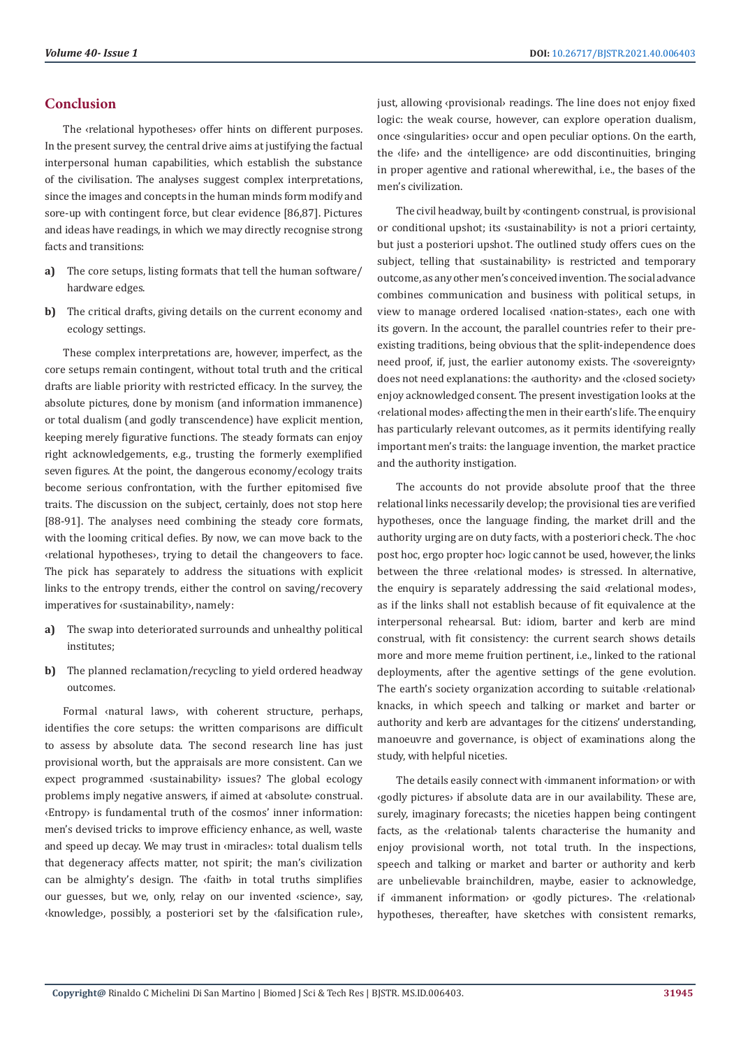## Conclusion

The ‹relational hypotheses› offer hints on different purposes. In the present survey, the central drive aims at justifying the factual interpersonal human capabilities, which establish the substance of the civilisation. The analyses suggest complex interpretations, since the images and concepts in the human minds form modify and sore-up with contingent force, but clear evidence [86,87]. Pictures and ideas have readings, in which we may directly recognise strong facts and transitions:

**a)** The core setups, listing formats that tell the human software/hardware edges.

**b)** The critical drafts, giving details on the current economy and ecology settings.

These complex interpretations are, however, imperfect, as the core setups remain contingent, without total truth and the critical drafts are liable priority with restricted efficacy. In the survey, the absolute pictures, done by monism (and information immanence) or total dualism (and godly transcendence) have explicit mention, keeping merely figurative functions. The steady formats can enjoy right acknowledgements, e.g., trusting the formerly exemplified seven figures. At the point, the dangerous economy/ecology traits become serious confrontation, with the further epitomised five traits. The discussion on the subject, certainly, does not stop here [88-91]. The analyses need combining the steady core formats, with the looming critical defies. By now, we can move back to the ‹relational hypotheses›, trying to detail the changeovers to face. The pick has separately to address the situations with explicit links to the entropy trends, either the control on saving/recovery imperatives for ‹sustainability›, namely:

**a)** The swap into deteriorated surrounds and unhealthy political institutes;

**b)** The planned reclamation/recycling to yield ordered headway outcomes.

Formal ‹natural laws›, with coherent structure, perhaps, identifies the core setups: the written comparisons are difficult to assess by absolute data. The second research line has just provisional worth, but the appraisals are more consistent. Can we expect programmed ‹sustainability› issues? The global ecology problems imply negative answers, if aimed at ‹absolute› construal. ‹Entropy› is fundamental truth of the cosmos' inner information: men's devised tricks to improve efficiency enhance, as well, waste and speed up decay. We may trust in ‹miracles›: total dualism tells that degeneracy affects matter, not spirit; the man's civilization can be almighty's design. The ‹faith› in total truths simplifies our guesses, but we, only, relay on our invented ‹science›, say, ‹knowledge›, possibly, a posteriori set by the ‹falsification rule›, just, allowing ‹provisional› readings. The line does not enjoy fixed logic: the weak course, however, can explore operation dualism, once ‹singularities› occur and open peculiar options. On the earth, the ‹life› and the ‹intelligence› are odd discontinuities, bringing in proper agentive and rational wherewithal, i.e., the bases of the men's civilization.

The civil headway, built by ‹contingent› construal, is provisional or conditional upshot; its ‹sustainability› is not a priori certainty, but just a posteriori upshot. The outlined study offers cues on the subject, telling that ‹sustainability› is restricted and temporary outcome, as any other men's conceived invention. The social advance combines communication and business with political setups, in view to manage ordered localised ‹nation-states›, each one with its govern. In the account, the parallel countries refer to their pre-existing traditions, being obvious that the split-independence does need proof, if, just, the earlier autonomy exists. The ‹sovereignty› does not need explanations: the ‹authority› and the ‹closed society› enjoy acknowledged consent. The present investigation looks at the ‹relational modes› affecting the men in their earth's life. The enquiry has particularly relevant outcomes, as it permits identifying really important men's traits: the language invention, the market practice and the authority instigation.

The accounts do not provide absolute proof that the three relational links necessarily develop; the provisional ties are verified hypotheses, once the language finding, the market drill and the authority urging are on duty facts, with a posteriori check. The ‹hoc post hoc, ergo propter hoc› logic cannot be used, however, the links between the three ‹relational modes› is stressed. In alternative, the enquiry is separately addressing the said ‹relational modes›, as if the links shall not establish because of fit equivalence at the interpersonal rehearsal. But: idiom, barter and kerb are mind construal, with fit consistency: the current search shows details more and more meme fruition pertinent, i.e., linked to the rational deployments, after the agentive settings of the gene evolution. The earth's society organization according to suitable ‹relational› knacks, in which speech and talking or market and barter or authority and kerb are advantages for the citizens' understanding, manoeuvre and governance, is object of examinations along the study, with helpful niceties.

The details easily connect with ‹immanent information› or with ‹godly pictures› if absolute data are in our availability. These are, surely, imaginary forecasts; the niceties happen being contingent facts, as the ‹relational› talents characterise the humanity and enjoy provisional worth, not total truth. In the inspections, speech and talking or market and barter or authority and kerb are unbelievable brainchildren, maybe, easier to acknowledge, if ‹immanent information› or ‹godly pictures›. The ‹relational› hypotheses, thereafter, have sketches with consistent remarks,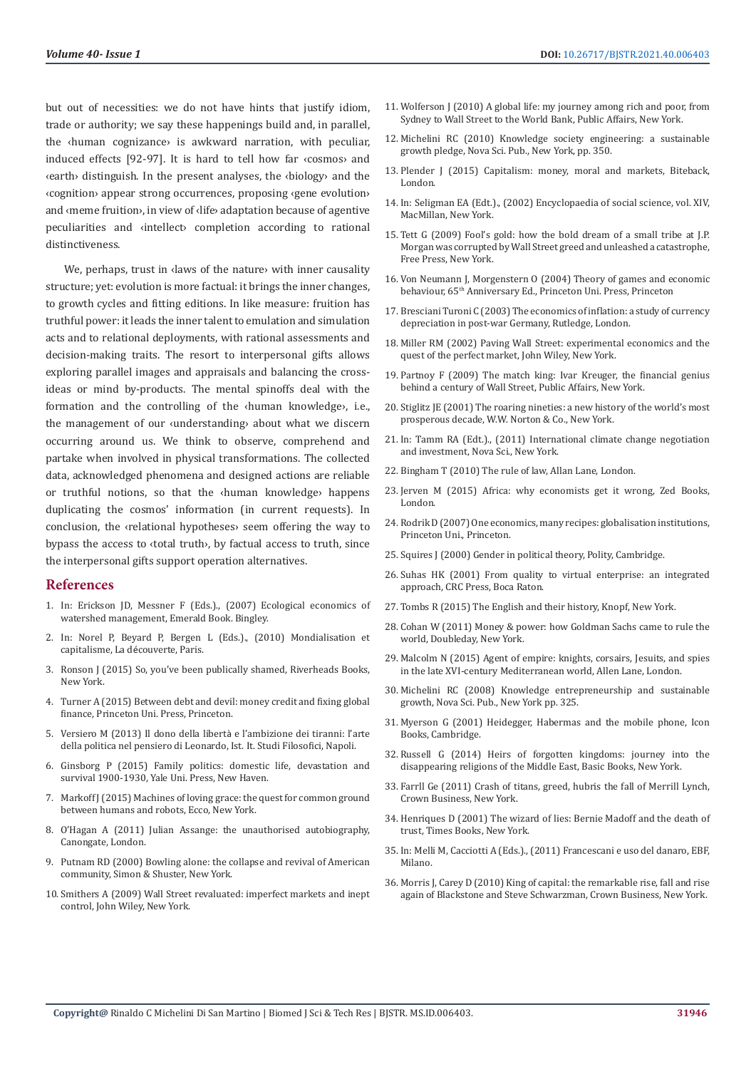but out of necessities: we do not have hints that justify idiom, trade or authority; we say these happenings build and, in parallel, the ‹human cognizance› is awkward narration, with peculiar, induced effects [92-97]. It is hard to tell how far ‹cosmos› and ‹earth› distinguish. In the present analyses, the ‹biology› and the ‹cognition› appear strong occurrences, proposing ‹gene evolution› and ‹meme fruition›, in view of ‹life› adaptation because of agentive peculiarities and ‹intellect› completion according to rational distinctiveness.

We, perhaps, trust in ‹laws of the nature› with inner causality structure; yet: evolution is more factual: it brings the inner changes, to growth cycles and fitting editions. In like measure: fruition has truthful power: it leads the inner talent to emulation and simulation acts and to relational deployments, with rational assessments and decision-making traits. The resort to interpersonal gifts allows exploring parallel images and appraisals and balancing the cross-ideas or mind by-products. The mental spinoffs deal with the formation and the controlling of the ‹human knowledge›, i.e., the management of our ‹understanding› about what we discern occurring around us. We think to observe, comprehend and partake when involved in physical transformations. The collected data, acknowledged phenomena and designed actions are reliable or truthful notions, so that the ‹human knowledge› happens duplicating the cosmos' information (in current requests). In conclusion, the ‹relational hypotheses› seem offering the way to bypass the access to ‹total truth›, by factual access to truth, since the interpersonal gifts support operation alternatives.

## References

1. In: Erickson JD, Messner F (Eds.), (2007) Ecological economics of watershed management, Emerald Book. Bingley.
2. In: Norel P, Beyard P, Bergen L (Eds.), (2010) Mondialisation et capitalisme, La découverte, Paris.
3. Ronson J (2015) So, you've been publically shamed, Riverheads Books, New York.
4. Turner A (2015) Between debt and devil: money credit and fixing global finance, Princeton Uni. Press, Princeton.
5. Versiero M (2013) Il dono della libertà e l'ambizione dei tiranni: l'arte della politica nel pensiero di Leonardo, Ist. It. Studi Filosofici, Napoli.
6. Ginsborg P (2015) Family politics: domestic life, devastation and survival 1900-1930, Yale Uni. Press, New Haven.
7. Markoff J (2015) Machines of loving grace: the quest for common ground between humans and robots, Ecco, New York.
8. O'Hagan A (2011) Julian Assange: the unauthorised autobiography, Canongate, London.
9. Putnam RD (2000) Bowling alone: the collapse and revival of American community, Simon & Shuster, New York.
10. Smithers A (2009) Wall Street revaluated: imperfect markets and inept control, John Wiley, New York.
11. Wolferson J (2010) A global life: my journey among rich and poor, from Sydney to Wall Street to the World Bank, Public Affairs, New York.
12. Michelini RC (2010) Knowledge society engineering: a sustainable growth pledge, Nova Sci. Pub., New York, pp. 350.
13. Plender J (2015) Capitalism: money, moral and markets, Biteback, London.
14. In: Seligman EA (Edt.), (2002) Encyclopaedia of social science, vol. XIV, MacMillan, New York.
15. Tett G (2009) Fool's gold: how the bold dream of a small tribe at J.P. Morgan was corrupted by Wall Street greed and unleashed a catastrophe, Free Press, New York.
16. Von Neumann J, Morgenstern O (2004) Theory of games and economic behaviour, 65th Anniversary Ed., Princeton Uni. Press, Princeton
17. Bresciani Turoni C (2003) The economics of inflation: a study of currency depreciation in post-war Germany, Rutledge, London.
18. Miller RM (2002) Paving Wall Street: experimental economics and the quest of the perfect market, John Wiley, New York.
19. Partnoy F (2009) The match king: Ivar Kreuger, the financial genius behind a century of Wall Street, Public Affairs, New York.
20. Stiglitz JE (2001) The roaring nineties: a new history of the world's most prosperous decade, W.W. Norton & Co., New York.
21. In: Tamm RA (Edt.), (2011) International climate change negotiation and investment, Nova Sci., New York.
22. Bingham T (2010) The rule of law, Allan Lane, London.
23. Jerven M (2015) Africa: why economists get it wrong, Zed Books, London.
24. Rodrik D (2007) One economics, many recipes: globalisation institutions, Princeton Uni., Princeton.
25. Squires J (2000) Gender in political theory, Polity, Cambridge.
26. Suhas HK (2001) From quality to virtual enterprise: an integrated approach, CRC Press, Boca Raton.
27. Tombs R (2015) The English and their history, Knopf, New York.
28. Cohan W (2011) Money & power: how Goldman Sachs came to rule the world, Doubleday, New York.
29. Malcolm N (2015) Agent of empire: knights, corsairs, Jesuits, and spies in the late XVI-century Mediterranean world, Allen Lane, London.
30. Michelini RC (2008) Knowledge entrepreneurship and sustainable growth, Nova Sci. Pub., New York pp. 325.
31. Myerson G (2001) Heidegger, Habermas and the mobile phone, Icon Books, Cambridge.
32. Russell G (2014) Heirs of forgotten kingdoms: journey into the disappearing religions of the Middle East, Basic Books, New York.
33. Farrll Ge (2011) Crash of titans, greed, hubris the fall of Merrill Lynch, Crown Business, New York.
34. Henriques D (2001) The wizard of lies: Bernie Madoff and the death of trust, Times Books, New York.
35. In: Melli M, Cacciotti A (Eds.), (2011) Francescani e uso del danaro, EBF, Milano.
36. Morris J, Carey D (2010) King of capital: the remarkable rise, fall and rise again of Blackstone and Steve Schwarzman, Crown Business, New York.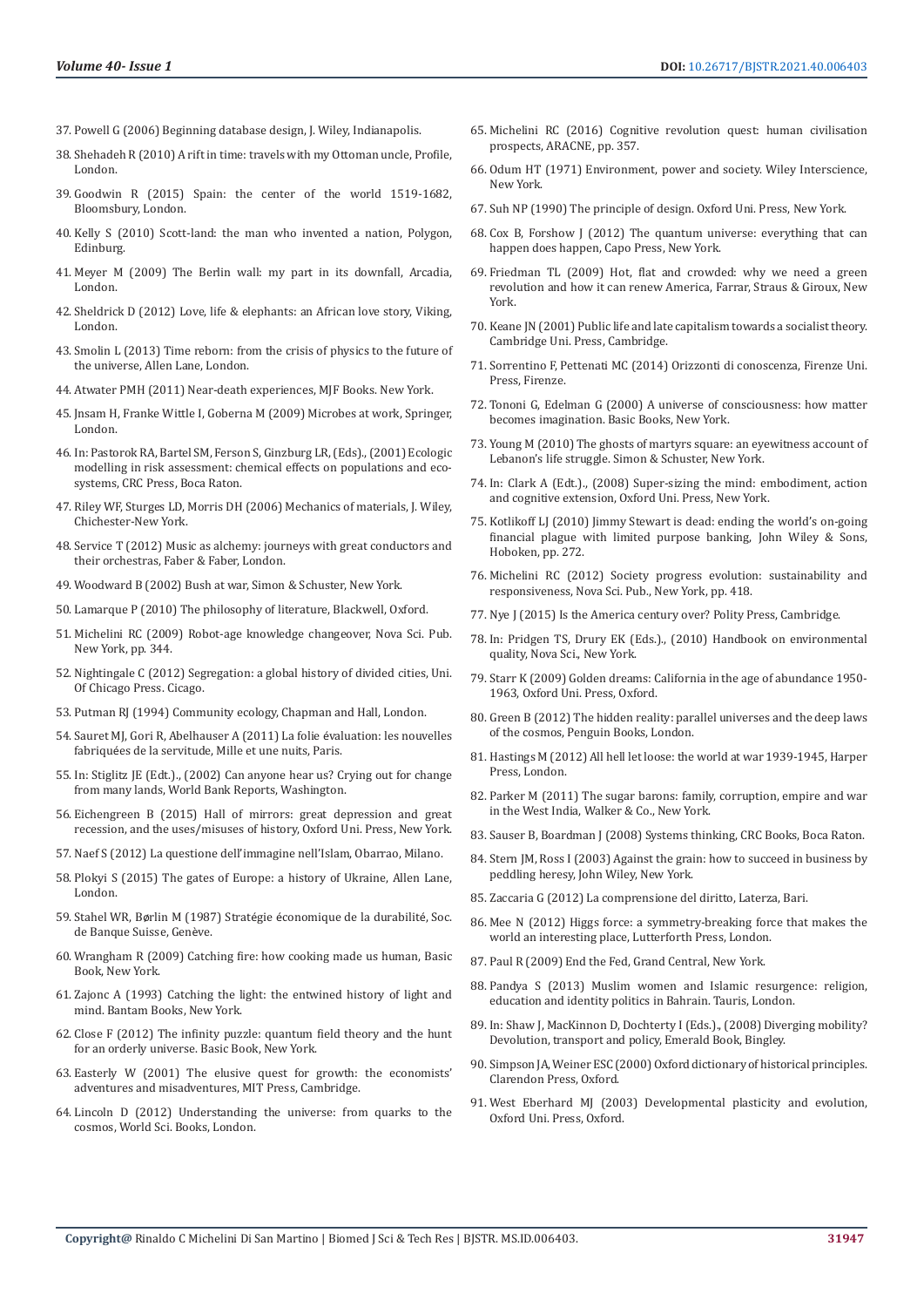37. Powell G (2006) Beginning database design, J. Wiley, Indianapolis.
38. Shehadeh R (2010) A rift in time: travels with my Ottoman uncle, Profile, London.
39. Goodwin R (2015) Spain: the center of the world 1519-1682, Bloomsbury, London.
40. Kelly S (2010) Scott-land: the man who invented a nation, Polygon, Edinburg.
41. Meyer M (2009) The Berlin wall: my part in its downfall, Arcadia, London.
42. Sheldrick D (2012) Love, life & elephants: an African love story, Viking, London.
43. Smolin L (2013) Time reborn: from the crisis of physics to the future of the universe, Allen Lane, London.
44. Atwater PMH (2011) Near-death experiences, MJF Books. New York.
45. Jnsam H, Franke Wittle I, Goberna M (2009) Microbes at work, Springer, London.
46. In: Pastorok RA, Bartel SM, Ferson S, Ginzburg LR, (Eds)., (2001) Ecologic modelling in risk assessment: chemical effects on populations and eco-systems, CRC Press, Boca Raton.
47. Riley WF, Sturges LD, Morris DH (2006) Mechanics of materials, J. Wiley, Chichester-New York.
48. Service T (2012) Music as alchemy: journeys with great conductors and their orchestras, Faber & Faber, London.
49. Woodward B (2002) Bush at war, Simon & Schuster, New York.
50. Lamarque P (2010) The philosophy of literature, Blackwell, Oxford.
51. Michelini RC (2009) Robot-age knowledge changeover, Nova Sci. Pub. New York, pp. 344.
52. Nightingale C (2012) Segregation: a global history of divided cities, Uni. Of Chicago Press. Cicago.
53. Putman RJ (1994) Community ecology, Chapman and Hall, London.
54. Sauret MJ, Gori R, Abelhauser A (2011) La folie évaluation: les nouvelles fabriquées de la servitude, Mille et une nuits, Paris.
55. In: Stiglitz JE (Edt.)., (2002) Can anyone hear us? Crying out for change from many lands, World Bank Reports, Washington.
56. Eichengreen B (2015) Hall of mirrors: great depression and great recession, and the uses/misuses of history, Oxford Uni. Press, New York.
57. Naef S (2012) La questione dell'immagine nell'Islam, Obarrao, Milano.
58. Plokyi S (2015) The gates of Europe: a history of Ukraine, Allen Lane, London.
59. Stahel WR, Børlin M (1987) Stratégie économique de la durabilité, Soc. de Banque Suisse, Genève.
60. Wrangham R (2009) Catching fire: how cooking made us human, Basic Book, New York.
61. Zajonc A (1993) Catching the light: the entwined history of light and mind. Bantam Books, New York.
62. Close F (2012) The infinity puzzle: quantum field theory and the hunt for an orderly universe. Basic Book, New York.
63. Easterly W (2001) The elusive quest for growth: the economists' adventures and misadventures, MIT Press, Cambridge.
64. Lincoln D (2012) Understanding the universe: from quarks to the cosmos, World Sci. Books, London.
65. Michelini RC (2016) Cognitive revolution quest: human civilisation prospects, ARACNE, pp. 357.
66. Odum HT (1971) Environment, power and society. Wiley Interscience, New York.
67. Suh NP (1990) The principle of design. Oxford Uni. Press, New York.
68. Cox B, Forshow J (2012) The quantum universe: everything that can happen does happen, Capo Press, New York.
69. Friedman TL (2009) Hot, flat and crowded: why we need a green revolution and how it can renew America, Farrar, Straus & Giroux, New York.
70. Keane JN (2001) Public life and late capitalism towards a socialist theory. Cambridge Uni. Press, Cambridge.
71. Sorrentino F, Pettenati MC (2014) Orizzonti di conoscenza, Firenze Uni. Press, Firenze.
72. Tononi G, Edelman G (2000) A universe of consciousness: how matter becomes imagination. Basic Books, New York.
73. Young M (2010) The ghosts of martyrs square: an eyewitness account of Lebanon's life struggle. Simon & Schuster, New York.
74. In: Clark A (Edt.)., (2008) Super-sizing the mind: embodiment, action and cognitive extension, Oxford Uni. Press, New York.
75. Kotlikoff LJ (2010) Jimmy Stewart is dead: ending the world's on-going financial plague with limited purpose banking, John Wiley & Sons, Hoboken, pp. 272.
76. Michelini RC (2012) Society progress evolution: sustainability and responsiveness, Nova Sci. Pub., New York, pp. 418.
77. Nye J (2015) Is the America century over? Polity Press, Cambridge.
78. In: Pridgen TS, Drury EK (Eds.)., (2010) Handbook on environmental quality, Nova Sci., New York.
79. Starr K (2009) Golden dreams: California in the age of abundance 1950-1963, Oxford Uni. Press, Oxford.
80. Green B (2012) The hidden reality: parallel universes and the deep laws of the cosmos, Penguin Books, London.
81. Hastings M (2012) All hell let loose: the world at war 1939-1945, Harper Press, London.
82. Parker M (2011) The sugar barons: family, corruption, empire and war in the West India, Walker & Co., New York.
83. Sauser B, Boardman J (2008) Systems thinking, CRC Books, Boca Raton.
84. Stern JM, Ross I (2003) Against the grain: how to succeed in business by peddling heresy, John Wiley, New York.
85. Zaccaria G (2012) La comprensione del diritto, Laterza, Bari.
86. Mee N (2012) Higgs force: a symmetry-breaking force that makes the world an interesting place, Lutterforth Press, London.
87. Paul R (2009) End the Fed, Grand Central, New York.
88. Pandya S (2013) Muslim women and Islamic resurgence: religion, education and identity politics in Bahrain. Tauris, London.
89. In: Shaw J, MacKinnon D, Dochterty I (Eds.)., (2008) Diverging mobility? Devolution, transport and policy, Emerald Book, Bingley.
90. Simpson JA, Weiner ESC (2000) Oxford dictionary of historical principles. Clarendon Press, Oxford.
91. West Eberhard MJ (2003) Developmental plasticity and evolution, Oxford Uni. Press, Oxford.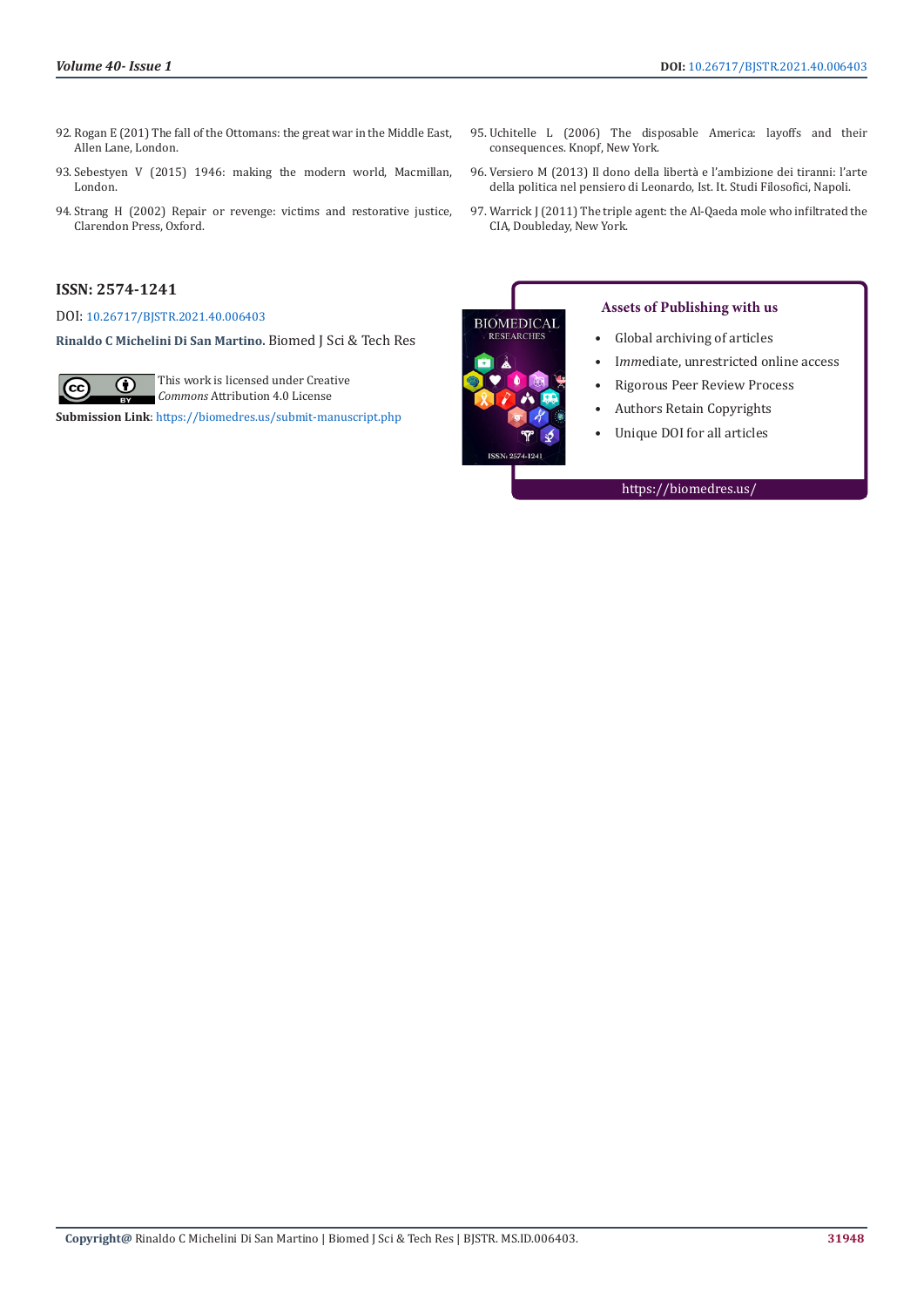92. Rogan E (201) The fall of the Ottomans: the great war in the Middle East, Allen Lane, London.
93. Sebestyen V (2015) 1946: making the modern world, Macmillan, London.
94. Strang H (2002) Repair or revenge: victims and restorative justice, Clarendon Press, Oxford.
95. Uchitelle L (2006) The disposable America: layoffs and their consequences. Knopf, New York.
96. Versiero M (2013) Il dono della libertà e l'ambizione dei tiranni: l'arte della politica nel pensiero di Leonardo, Ist. It. Studi Filosofici, Napoli.
97. Warrick J (2011) The triple agent: the Al-Qaeda mole who infiltrated the CIA, Doubleday, New York.

**ISSN: 2574-1241**

DOI: 10.26717/BJSTR.2021.40.006403

**Rinaldo C Michelini Di San Martino.** Biomed J Sci & Tech Res

This work is licensed under Creative *Commons* Attribution 4.0 License

**Submission Link**: https://biomedres.us/submit-manuscript.php

**Assets of Publishing with us**

- Global archiving of articles
- Immediate, unrestricted online access
- Rigorous Peer Review Process
- Authors Retain Copyrights
- Unique DOI for all articles

https://biomedres.us/